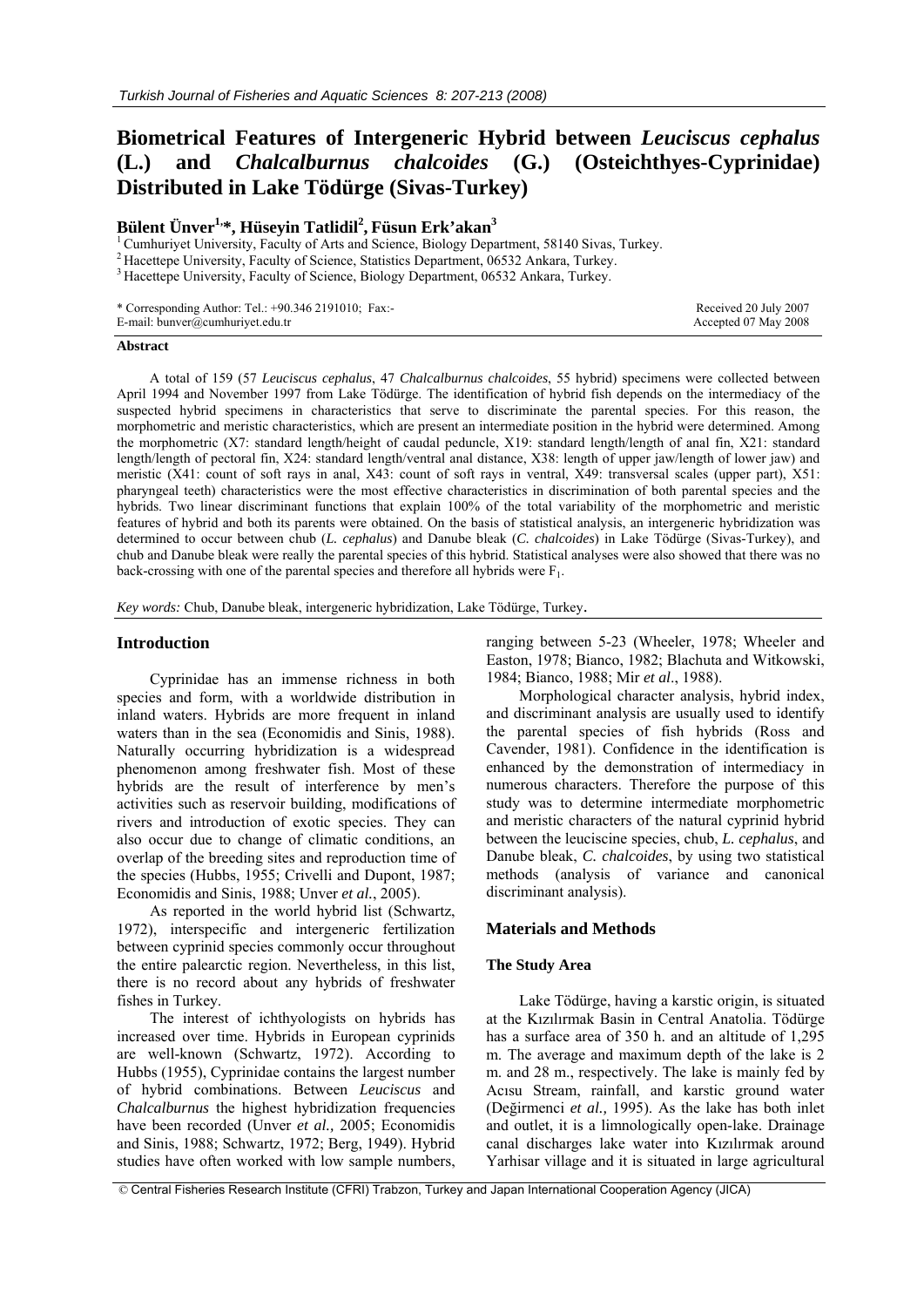# Biometrical Features of Intergeneric Hybrid between *Leuciscus cephalus* (L.) and *Chalcalburnus chalcoides* (G.) (Osteichthyes-Cyprinidae) Distributed in Lake Tödürge (Sivas-Turkey)

**Bülent Ünver[1,*], Hüseyin Tatlidil[2], Füsun Erk'akan[3]**

[1] Cumhuriyet University, Faculty of Arts and Science, Biology Department, 58140 Sivas, Turkey.
[2] Hacettepe University, Faculty of Science, Statistics Department, 06532 Ankara, Turkey.
[3] Hacettepe University, Faculty of Science, Biology Department, 06532 Ankara, Turkey.

\* Corresponding Author: Tel.: +90.346 2191010; Fax:-
E-mail: bunver@cumhuriyet.edu.tr

Received 20 July 2007
Accepted 07 May 2008

#### Abstract

A total of 159 (57 *Leuciscus cephalus*, 47 *Chalcalburnus chalcoides*, 55 hybrid) specimens were collected between April 1994 and November 1997 from Lake Tödürge. The identification of hybrid fish depends on the intermediacy of the suspected hybrid specimens in characteristics that serve to discriminate the parental species. For this reason, the morphometric and meristic characteristics, which are present an intermediate position in the hybrid were determined. Among the morphometric (X7: standard length/height of caudal peduncle, X19: standard length/length of anal fin, X21: standard length/length of pectoral fin, X24: standard length/ventral anal distance, X38: length of upper jaw/length of lower jaw) and meristic (X41: count of soft rays in anal, X43: count of soft rays in ventral, X49: transversal scales (upper part), X51: pharyngeal teeth) characteristics were the most effective characteristics in discrimination of both parental species and the hybrids. Two linear discriminant functions that explain 100% of the total variability of the morphometric and meristic features of hybrid and both its parents were obtained. On the basis of statistical analysis, an intergeneric hybridization was determined to occur between chub (*L. cephalus*) and Danube bleak (*C. chalcoides*) in Lake Tödürge (Sivas-Turkey), and chub and Danube bleak were really the parental species of this hybrid. Statistical analyses were also showed that there was no back-crossing with one of the parental species and therefore all hybrids were $F_1$.

*Key words:* Chub, Danube bleak, intergeneric hybridization, Lake Tödürge, Turkey.

## Introduction

Cyprinidae has an immense richness in both species and form, with a worldwide distribution in inland waters. Hybrids are more frequent in inland waters than in the sea (Economidis and Sinis, 1988). Naturally occurring hybridization is a widespread phenomenon among freshwater fish. Most of these hybrids are the result of interference by men's activities such as reservoir building, modifications of rivers and introduction of exotic species. They can also occur due to change of climatic conditions, an overlap of the breeding sites and reproduction time of the species (Hubbs, 1955; Crivelli and Dupont, 1987; Economidis and Sinis, 1988; Unver *et al.*, 2005).

As reported in the world hybrid list (Schwartz, 1972), interspecific and intergeneric fertilization between cyprinid species commonly occur throughout the entire palearctic region. Nevertheless, in this list, there is no record about any hybrids of freshwater fishes in Turkey.

The interest of ichthyologists on hybrids has increased over time. Hybrids in European cyprinids are well-known (Schwartz, 1972). According to Hubbs (1955), Cyprinidae contains the largest number of hybrid combinations. Between *Leuciscus* and *Chalcalburnus* the highest hybridization frequencies have been recorded (Unver *et al.,* 2005; Economidis and Sinis, 1988; Schwartz, 1972; Berg, 1949). Hybrid studies have often worked with low sample numbers, ranging between 5-23 (Wheeler, 1978; Wheeler and Easton, 1978; Bianco, 1982; Blachuta and Witkowski, 1984; Bianco, 1988; Mir *et al*., 1988).

Morphological character analysis, hybrid index, and discriminant analysis are usually used to identify the parental species of fish hybrids (Ross and Cavender, 1981). Confidence in the identification is enhanced by the demonstration of intermediacy in numerous characters. Therefore the purpose of this study was to determine intermediate morphometric and meristic characters of the natural cyprinid hybrid between the leuciscine species, chub, *L. cephalus*, and Danube bleak, *C. chalcoides*, by using two statistical methods (analysis of variance and canonical discriminant analysis).

## Materials and Methods

### The Study Area

Lake Tödürge, having a karstic origin, is situated at the Kızılırmak Basin in Central Anatolia. Tödürge has a surface area of 350 h. and an altitude of 1,295 m. The average and maximum depth of the lake is 2 m. and 28 m., respectively. The lake is mainly fed by Acısu Stream, rainfall, and karstic ground water (Değirmenci *et al.,* 1995). As the lake has both inlet and outlet, it is a limnologically open-lake. Drainage canal discharges lake water into Kızılırmak around Yarhisar village and it is situated in large agricultural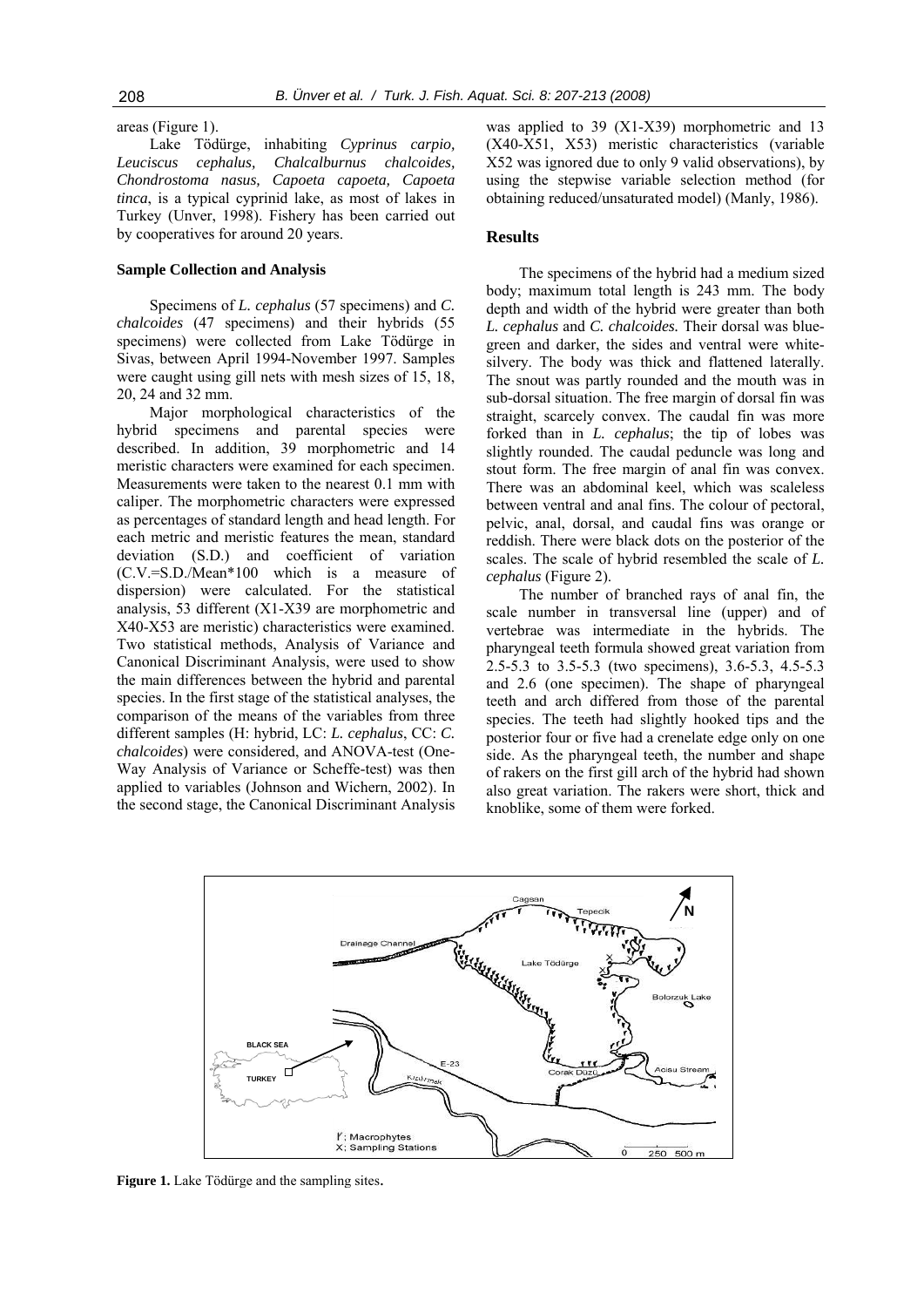areas (Figure 1).

Lake Tödürge, inhabiting *Cyprinus carpio, Leuciscus cephalus, Chalcalburnus chalcoides, Chondrostoma nasus, Capoeta capoeta, Capoeta tinca*, is a typical cyprinid lake, as most of lakes in Turkey (Unver, 1998). Fishery has been carried out by cooperatives for around 20 years.

### Sample Collection and Analysis

Specimens of *L. cephalus* (57 specimens) and *C. chalcoides* (47 specimens) and their hybrids (55 specimens) were collected from Lake Tödürge in Sivas, between April 1994-November 1997. Samples were caught using gill nets with mesh sizes of 15, 18, 20, 24 and 32 mm.

Major morphological characteristics of the hybrid specimens and parental species were described. In addition, 39 morphometric and 14 meristic characters were examined for each specimen. Measurements were taken to the nearest 0.1 mm with caliper. The morphometric characters were expressed as percentages of standard length and head length. For each metric and meristic features the mean, standard deviation (S.D.) and coefficient of variation (C.V.=S.D./Mean*100 which is a measure of dispersion) were calculated. For the statistical analysis, 53 different (X1-X39 are morphometric and X40-X53 are meristic) characteristics were examined. Two statistical methods, Analysis of Variance and Canonical Discriminant Analysis, were used to show the main differences between the hybrid and parental species. In the first stage of the statistical analyses, the comparison of the means of the variables from three different samples (H: hybrid, LC: *L. cephalus*, CC: *C. chalcoides*) were considered, and ANOVA-test (One-Way Analysis of Variance or Scheffe-test) was then applied to variables (Johnson and Wichern, 2002). In the second stage, the Canonical Discriminant Analysis was applied to 39 (X1-X39) morphometric and 13 (X40-X51, X53) meristic characteristics (variable X52 was ignored due to only 9 valid observations), by using the stepwise variable selection method (for obtaining reduced/unsaturated model) (Manly, 1986).

## Results

The specimens of the hybrid had a medium sized body; maximum total length is 243 mm. The body depth and width of the hybrid were greater than both *L. cephalus* and *C. chalcoides.* Their dorsal was blue-green and darker, the sides and ventral were white-silvery. The body was thick and flattened laterally. The snout was partly rounded and the mouth was in sub-dorsal situation. The free margin of dorsal fin was straight, scarcely convex. The caudal fin was more forked than in *L. cephalus*; the tip of lobes was slightly rounded. The caudal peduncle was long and stout form. The free margin of anal fin was convex. There was an abdominal keel, which was scaleless between ventral and anal fins. The colour of pectoral, pelvic, anal, dorsal, and caudal fins was orange or reddish. There were black dots on the posterior of the scales. The scale of hybrid resembled the scale of *L. cephalus* (Figure 2).

The number of branched rays of anal fin, the scale number in transversal line (upper) and of vertebrae was intermediate in the hybrids. The pharyngeal teeth formula showed great variation from 2.5-5.3 to 3.5-5.3 (two specimens), 3.6-5.3, 4.5-5.3 and 2.6 (one specimen). The shape of pharyngeal teeth and arch differed from those of the parental species. The teeth had slightly hooked tips and the posterior four or five had a crenelate edge only on one side. As the pharyngeal teeth, the number and shape of rakers on the first gill arch of the hybrid had shown also great variation. The rakers were short, thick and knoblike, some of them were forked.

**Figure 1.** Lake Tödürge and the sampling sites.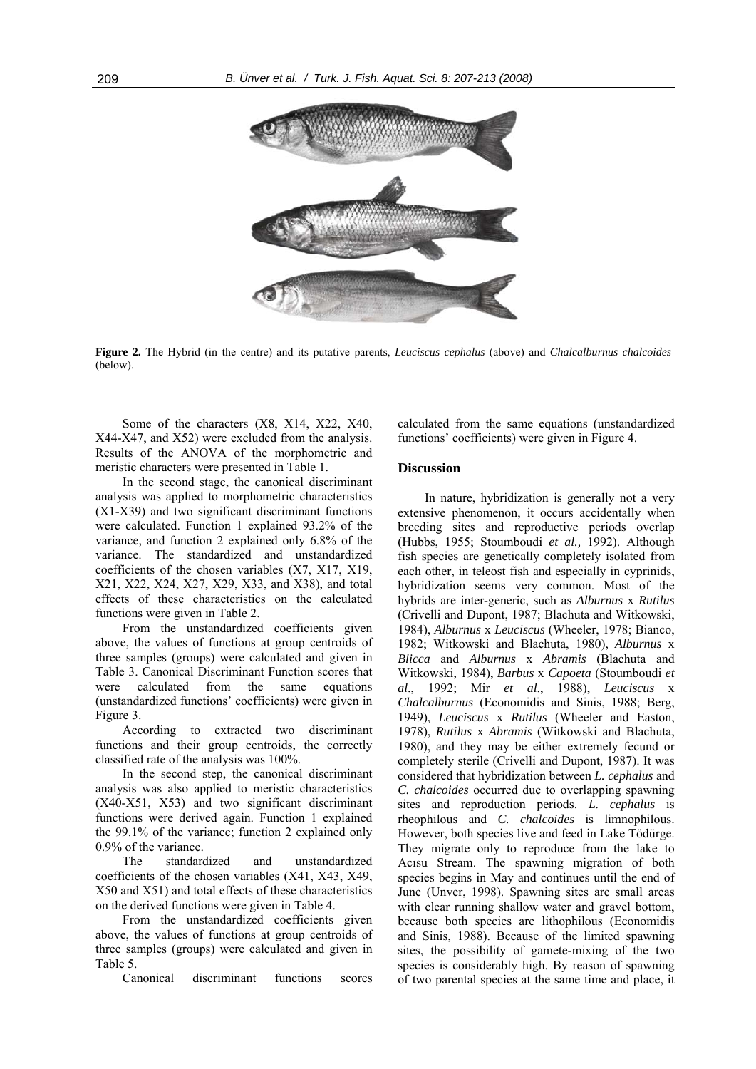**Figure 2.** The Hybrid (in the centre) and its putative parents, *Leuciscus cephalus* (above) and *Chalcalburnus chalcoides* (below).

Some of the characters (X8, X14, X22, X40, X44-X47, and X52) were excluded from the analysis. Results of the ANOVA of the morphometric and meristic characters were presented in Table 1.

In the second stage, the canonical discriminant analysis was applied to morphometric characteristics (X1-X39) and two significant discriminant functions were calculated. Function 1 explained 93.2% of the variance, and function 2 explained only 6.8% of the variance. The standardized and unstandardized coefficients of the chosen variables (X7, X17, X19, X21, X22, X24, X27, X29, X33, and X38), and total effects of these characteristics on the calculated functions were given in Table 2.

From the unstandardized coefficients given above, the values of functions at group centroids of three samples (groups) were calculated and given in Table 3. Canonical Discriminant Function scores that were calculated from the same equations (unstandardized functions' coefficients) were given in Figure 3.

According to extracted two discriminant functions and their group centroids, the correctly classified rate of the analysis was 100%.

In the second step, the canonical discriminant analysis was also applied to meristic characteristics (X40-X51, X53) and two significant discriminant functions were derived again. Function 1 explained the 99.1% of the variance; function 2 explained only 0.9% of the variance.

The standardized and unstandardized coefficients of the chosen variables (X41, X43, X49, X50 and X51) and total effects of these characteristics on the derived functions were given in Table 4.

From the unstandardized coefficients given above, the values of functions at group centroids of three samples (groups) were calculated and given in Table 5.

Canonical discriminant functions scores calculated from the same equations (unstandardized functions' coefficients) were given in Figure 4.

## Discussion

In nature, hybridization is generally not a very extensive phenomenon, it occurs accidentally when breeding sites and reproductive periods overlap (Hubbs, 1955; Stoumboudi *et al.,* 1992). Although fish species are genetically completely isolated from each other, in teleost fish and especially in cyprinids, hybridization seems very common. Most of the hybrids are inter-generic, such as *Alburnus* x *Rutilus* (Crivelli and Dupont, 1987; Blachuta and Witkowski, 1984), *Alburnus* x *Leuciscus* (Wheeler, 1978; Bianco, 1982; Witkowski and Blachuta, 1980), *Alburnus* x *Blicca* and *Alburnus* x *Abramis* (Blachuta and Witkowski, 1984), *Barbus* x *Capoeta* (Stoumboudi *et al*., 1992; Mir *et al*., 1988), *Leuciscus* x *Chalcalburnus* (Economidis and Sinis, 1988; Berg, 1949), *Leuciscus* x *Rutilus* (Wheeler and Easton, 1978), *Rutilus* x *Abramis* (Witkowski and Blachuta, 1980), and they may be either extremely fecund or completely sterile (Crivelli and Dupont, 1987). It was considered that hybridization between *L. cephalus* and *C. chalcoides* occurred due to overlapping spawning sites and reproduction periods. *L. cephalus* is rheophilous and *C. chalcoides* is limnophilous. However, both species live and feed in Lake Tödürge. They migrate only to reproduce from the lake to Acısu Stream. The spawning migration of both species begins in May and continues until the end of June (Unver, 1998). Spawning sites are small areas with clear running shallow water and gravel bottom, because both species are lithophilous (Economidis and Sinis, 1988). Because of the limited spawning sites, the possibility of gamete-mixing of the two species is considerably high. By reason of spawning of two parental species at the same time and place, it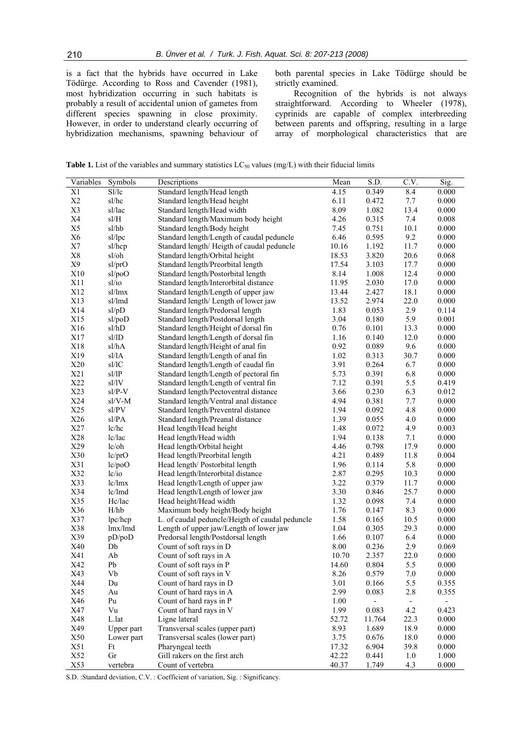is a fact that the hybrids have occurred in Lake Tödürge. According to Ross and Cavender (1981), most hybridization occurring in such habitats is probably a result of accidental union of gametes from different species spawning in close proximity. However, in order to understand clearly occurring of hybridization mechanisms, spawning behaviour of both parental species in Lake Tödürge should be strictly examined.

Recognition of the hybrids is not always straightforward. According to Wheeler (1978), cyprinids are capable of complex interbreeding between parents and offspring, resulting in a large array of morphological characteristics that are

**Table 1.** List of the variables and summary statistics $LC_{50}$ values (mg/L) with their fiducial limits

| Variables | Symbols | Descriptions | Mean | S.D. | C.V. | Sig. |
|---|---|---|---|---|---|---|
| X1 | Sl/lc | Standard length/Head length | 4.15 | 0.349 | 8.4 | 0.000 |
| X2 | sl/hc | Standard length/Head height | 6.11 | 0.472 | 7.7 | 0.000 |
| X3 | sl/lac | Standard length/Head width | 8.09 | 1.082 | 13.4 | 0.000 |
| X4 | sl/H | Standard length/Maximum body height | 4.26 | 0.315 | 7.4 | 0.008 |
| X5 | sl/hb | Standard length/Body height | 7.45 | 0.751 | 10.1 | 0.000 |
| X6 | sl/lpc | Standard length/Length of caudal peduncle | 6.46 | 0.595 | 9.2 | 0.000 |
| X7 | sl/hcp | Standard length/ Heigth of caudal peduncle | 10.16 | 1.192 | 11.7 | 0.000 |
| X8 | sl/oh | Standard length/Orbital height | 18.53 | 3.820 | 20.6 | 0.068 |
| X9 | sl/prO | Standard length/Preorbital length | 17.54 | 3.103 | 17.7 | 0.000 |
| X10 | sl/poO | Standard length/Postorbital length | 8.14 | 1.008 | 12.4 | 0.000 |
| X11 | sl/io | Standard length/Interorbital distance | 11.95 | 2.030 | 17.0 | 0.000 |
| X12 | sl/lmx | Standard length/Length of upper jaw | 13.44 | 2.427 | 18.1 | 0.000 |
| X13 | sl/lmd | Standard length/ Length of lower jaw | 13.52 | 2.974 | 22.0 | 0.000 |
| X14 | sl/pD | Standard length/Predorsal length | 1.83 | 0.053 | 2.9 | 0.114 |
| X15 | sl/poD | Standard length/Postdorsal length | 3.04 | 0.180 | 5.9 | 0.001 |
| X16 | sl/hD | Standard length/Height of dorsal fin | 0.76 | 0.101 | 13.3 | 0.000 |
| X17 | sl/lD | Standard length/Length of dorsal fin | 1.16 | 0.140 | 12.0 | 0.000 |
| X18 | sl/hA | Standard length/Height of anal fin | 0.92 | 0.089 | 9.6 | 0.000 |
| X19 | sl/lA | Standard length/Length of anal fin | 1.02 | 0.313 | 30.7 | 0.000 |
| X20 | sl/lC | Standard length/Length of caudal fin | 3.91 | 0.264 | 6.7 | 0.000 |
| X21 | sl/lP | Standard length/Length of pectoral fin | 5.73 | 0.391 | 6.8 | 0.000 |
| X22 | sl/lV | Standard length/Length of ventral fin | 7.12 | 0.391 | 5.5 | 0.419 |
| X23 | sl/P-V | Standard length/Pectoventral distance | 3.66 | 0.230 | 6.3 | 0.012 |
| X24 | sl/V-M | Standard length/Ventral anal distance | 4.94 | 0.381 | 7.7 | 0.000 |
| X25 | sl/PV | Standard length/Preventral distance | 1.94 | 0.092 | 4.8 | 0.000 |
| X26 | sl/PA | Standard length/Preanal distance | 1.39 | 0.055 | 4.0 | 0.000 |
| X27 | lc/hc | Head length/Head height | 1.48 | 0.072 | 4.9 | 0.003 |
| X28 | lc/lac | Head length/Head width | 1.94 | 0.138 | 7.1 | 0.000 |
| X29 | lc/oh | Head length/Orbital height | 4.46 | 0.798 | 17.9 | 0.000 |
| X30 | lc/prO | Head length/Preorbital length | 4.21 | 0.489 | 11.8 | 0.004 |
| X31 | lc/poO | Head length/ Postorbital length | 1.96 | 0.114 | 5.8 | 0.000 |
| X32 | lc/io | Head length/Interorbital distance | 2.87 | 0.295 | 10.3 | 0.000 |
| X33 | lc/lmx | Head length/Length of upper jaw | 3.22 | 0.379 | 11.7 | 0.000 |
| X34 | lc/lmd | Head length/Length of lower jaw | 3.30 | 0.846 | 25.7 | 0.000 |
| X35 | Hc/lac | Head height/Head width | 1.32 | 0.098 | 7.4 | 0.000 |
| X36 | H/hb | Maximum body height/Body height | 1.76 | 0.147 | 8.3 | 0.000 |
| X37 | lpc/hcp | L. of caudal peduncle/Heigth of caudal peduncle | 1.58 | 0.165 | 10.5 | 0.000 |
| X38 | lmx/lmd | Length of upper jaw/Length of lower jaw | 1.04 | 0.305 | 29.3 | 0.000 |
| X39 | pD/poD | Predorsal length/Postdorsal length | 1.66 | 0.107 | 6.4 | 0.000 |
| X40 | Db | Count of soft rays in D | 8.00 | 0.236 | 2.9 | 0.069 |
| X41 | Ab | Count of soft rays in A | 10.70 | 2.357 | 22.0 | 0.000 |
| X42 | Pb | Count of soft rays in P | 14.60 | 0.804 | 5.5 | 0.000 |
| X43 | Vb | Count of soft rays in V | 8.26 | 0.579 | 7.0 | 0.000 |
| X44 | Du | Count of hard rays in D | 3.01 | 0.166 | 5.5 | 0.355 |
| X45 | Au | Count of hard rays in A | 2.99 | 0.083 | 2.8 | 0.355 |
| X46 | Pu | Count of hard rays in P | 1.00 | - | - | - |
| X47 | Vu | Count of hard rays in V | 1.99 | 0.083 | 4.2 | 0.423 |
| X48 | L.lat | Ligne lateral | 52.72 | 11.764 | 22.3 | 0.000 |
| X49 | Upper part | Transversal scales (upper part) | 8.93 | 1.689 | 18.9 | 0.000 |
| X50 | Lower part | Transversal scales (lower part) | 3.75 | 0.676 | 18.0 | 0.000 |
| X51 | Ft | Pharyngeal teeth | 17.32 | 6.904 | 39.8 | 0.000 |
| X52 | Gr | Gill rakers on the first arch | 42.22 | 0.441 | 1.0 | 1.000 |
| X53 | vertebra | Count of vertebra | 40.37 | 1.749 | 4.3 | 0.000 |

S.D. :Standard deviation, C.V. : Coefficient of variation, Sig. : Significancy.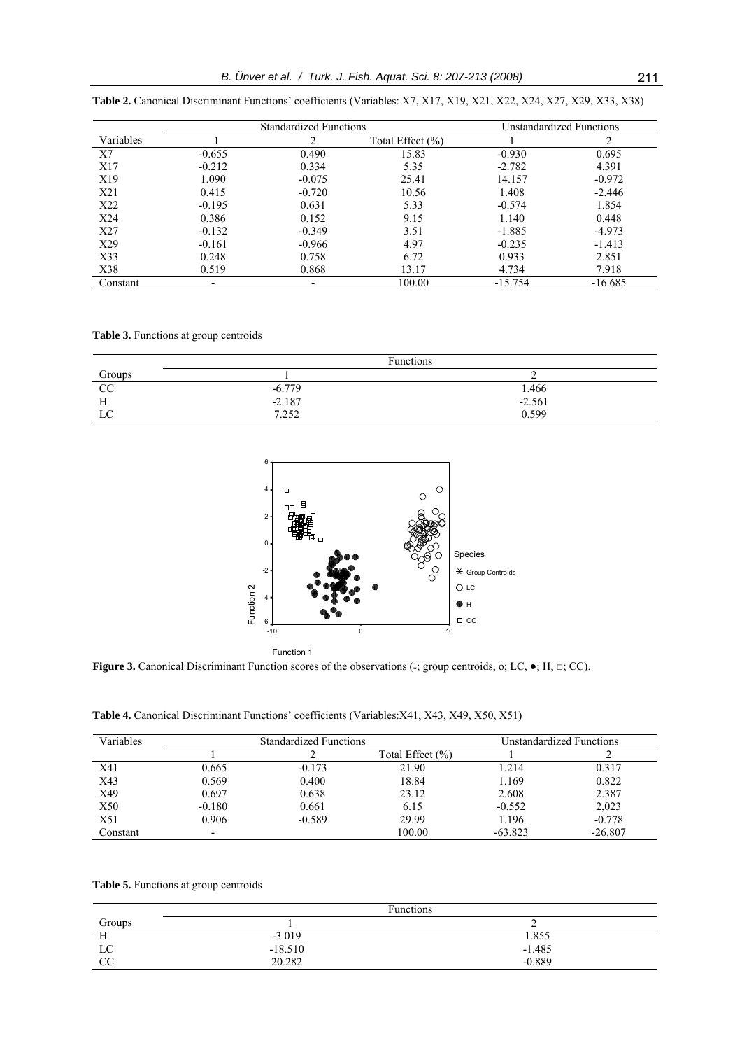**Table 2.** Canonical Discriminant Functions' coefficients (Variables: X7, X17, X19, X21, X22, X24, X27, X29, X33, X38)

| | Standardized Functions | | | Unstandardized Functions | |
|---|---|---|---|---|---|
| Variables | 1 | 2 | Total Effect (%) | 1 | 2 |
| X7 | -0.655 | 0.490 | 15.83 | -0.930 | 0.695 |
| X17 | -0.212 | 0.334 | 5.35 | -2.782 | 4.391 |
| X19 | 1.090 | -0.075 | 25.41 | 14.157 | -0.972 |
| X21 | 0.415 | -0.720 | 10.56 | 1.408 | -2.446 |
| X22 | -0.195 | 0.631 | 5.33 | -0.574 | 1.854 |
| X24 | 0.386 | 0.152 | 9.15 | 1.140 | 0.448 |
| X27 | -0.132 | -0.349 | 3.51 | -1.885 | -4.973 |
| X29 | -0.161 | -0.966 | 4.97 | -0.235 | -1.413 |
| X33 | 0.248 | 0.758 | 6.72 | 0.933 | 2.851 |
| X38 | 0.519 | 0.868 | 13.17 | 4.734 | 7.918 |
| Constant | - | - | 100.00 | -15.754 | -16.685 |

**Table 3.** Functions at group centroids

| | Functions | |
|---|---|---|
| Groups | 1 | 2 |
| CC | -6.779 | 1.466 |
| H | -2.187 | -2.561 |
| LC | 7.252 | 0.599 |

**Figure 3.** Canonical Discriminant Function scores of the observations (*; group centroids, o; LC, ●; H, □; CC).

**Table 4.** Canonical Discriminant Functions' coefficients (Variables:X41, X43, X49, X50, X51)

| Variables | Standardized Functions | | | Unstandardized Functions | |
|---|---|---|---|---|---|
| | 1 | 2 | Total Effect (%) | 1 | 2 |
| X41 | 0.665 | -0.173 | 21.90 | 1.214 | 0.317 |
| X43 | 0.569 | 0.400 | 18.84 | 1.169 | 0.822 |
| X49 | 0.697 | 0.638 | 23.12 | 2.608 | 2.387 |
| X50 | -0.180 | 0.661 | 6.15 | -0.552 | 2,023 |
| X51 | 0.906 | -0.589 | 29.99 | 1.196 | -0.778 |
| Constant | - | | 100.00 | -63.823 | -26.807 |

**Table 5.** Functions at group centroids

| | Functions | |
|---|---|---|
| Groups | 1 | 2 |
| H | -3.019 | 1.855 |
| LC | -18.510 | -1.485 |
| CC | 20.282 | -0.889 |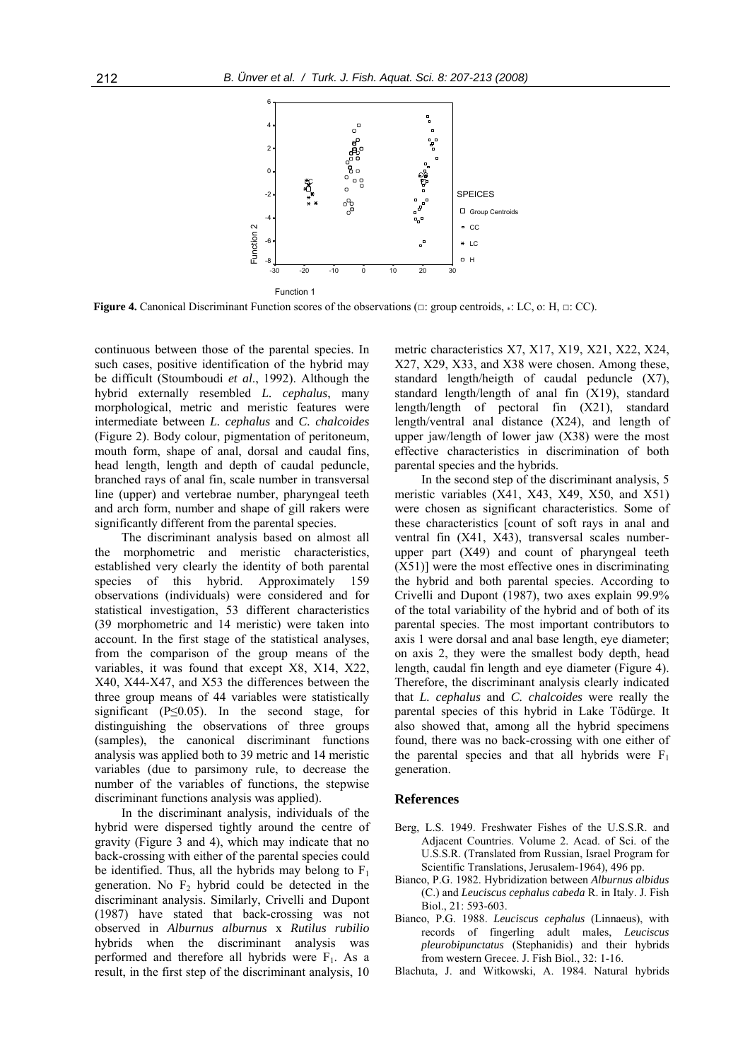**Figure 4.** Canonical Discriminant Function scores of the observations (□: group centroids, ⁎: LC, o: H, □: CC).

continuous between those of the parental species. In such cases, positive identification of the hybrid may be difficult (Stoumboudi *et al*., 1992). Although the hybrid externally resembled *L. cephalus*, many morphological, metric and meristic features were intermediate between *L. cephalus* and *C. chalcoides* (Figure 2). Body colour, pigmentation of peritoneum, mouth form, shape of anal, dorsal and caudal fins, head length, length and depth of caudal peduncle, branched rays of anal fin, scale number in transversal line (upper) and vertebrae number, pharyngeal teeth and arch form, number and shape of gill rakers were significantly different from the parental species.

The discriminant analysis based on almost all the morphometric and meristic characteristics, established very clearly the identity of both parental species of this hybrid. Approximately 159 observations (individuals) were considered and for statistical investigation, 53 different characteristics (39 morphometric and 14 meristic) were taken into account. In the first stage of the statistical analyses, from the comparison of the group means of the variables, it was found that except X8, X14, X22, X40, X44-X47, and X53 the differences between the three group means of 44 variables were statistically significant ($P \leq 0.05$). In the second stage, for distinguishing the observations of three groups (samples), the canonical discriminant functions analysis was applied both to 39 metric and 14 meristic variables (due to parsimony rule, to decrease the number of the variables of functions, the stepwise discriminant functions analysis was applied).

In the discriminant analysis, individuals of the hybrid were dispersed tightly around the centre of gravity (Figure 3 and 4), which may indicate that no back-crossing with either of the parental species could be identified. Thus, all the hybrids may belong to $F_1$ generation. No $F_2$ hybrid could be detected in the discriminant analysis. Similarly, Crivelli and Dupont (1987) have stated that back-crossing was not observed in *Alburnus alburnus* x *Rutilus rubilio* hybrids when the discriminant analysis was performed and therefore all hybrids were $F_1$. As a result, in the first step of the discriminant analysis, 10 metric characteristics X7, X17, X19, X21, X22, X24, X27, X29, X33, and X38 were chosen. Among these, standard length/heigth of caudal peduncle (X7), standard length/length of anal fin (X19), standard length/length of pectoral fin (X21), standard length/ventral anal distance (X24), and length of upper jaw/length of lower jaw (X38) were the most effective characteristics in discrimination of both parental species and the hybrids.

In the second step of the discriminant analysis, 5 meristic variables (X41, X43, X49, X50, and X51) were chosen as significant characteristics. Some of these characteristics [count of soft rays in anal and ventral fin (X41, X43), transversal scales number-upper part (X49) and count of pharyngeal teeth (X51)] were the most effective ones in discriminating the hybrid and both parental species. According to Crivelli and Dupont (1987), two axes explain 99.9% of the total variability of the hybrid and of both of its parental species. The most important contributors to axis 1 were dorsal and anal base length, eye diameter; on axis 2, they were the smallest body depth, head length, caudal fin length and eye diameter (Figure 4). Therefore, the discriminant analysis clearly indicated that *L. cephalus* and *C. chalcoides* were really the parental species of this hybrid in Lake Tödürge. It also showed that, among all the hybrid specimens found, there was no back-crossing with one either of the parental species and that all hybrids were $F_1$ generation.

## References

- Berg, L.S. 1949. Freshwater Fishes of the U.S.S.R. and Adjacent Countries. Volume 2. Acad. of Sci. of the U.S.S.R. (Translated from Russian, Israel Program for Scientific Translations, Jerusalem-1964), 496 pp.
- Bianco, P.G. 1982. Hybridization between *Alburnus albidus* (C.) and *Leuciscus cephalus cabeda* R. in Italy. J. Fish Biol., 21: 593-603.
- Bianco, P.G. 1988. *Leuciscus cephalus* (Linnaeus), with records of fingerling adult males, *Leuciscus pleurobipunctatus* (Stephanidis) and their hybrids from western Grecee. J. Fish Biol., 32: 1-16.
- Blachuta, J. and Witkowski, A. 1984. Natural hybrids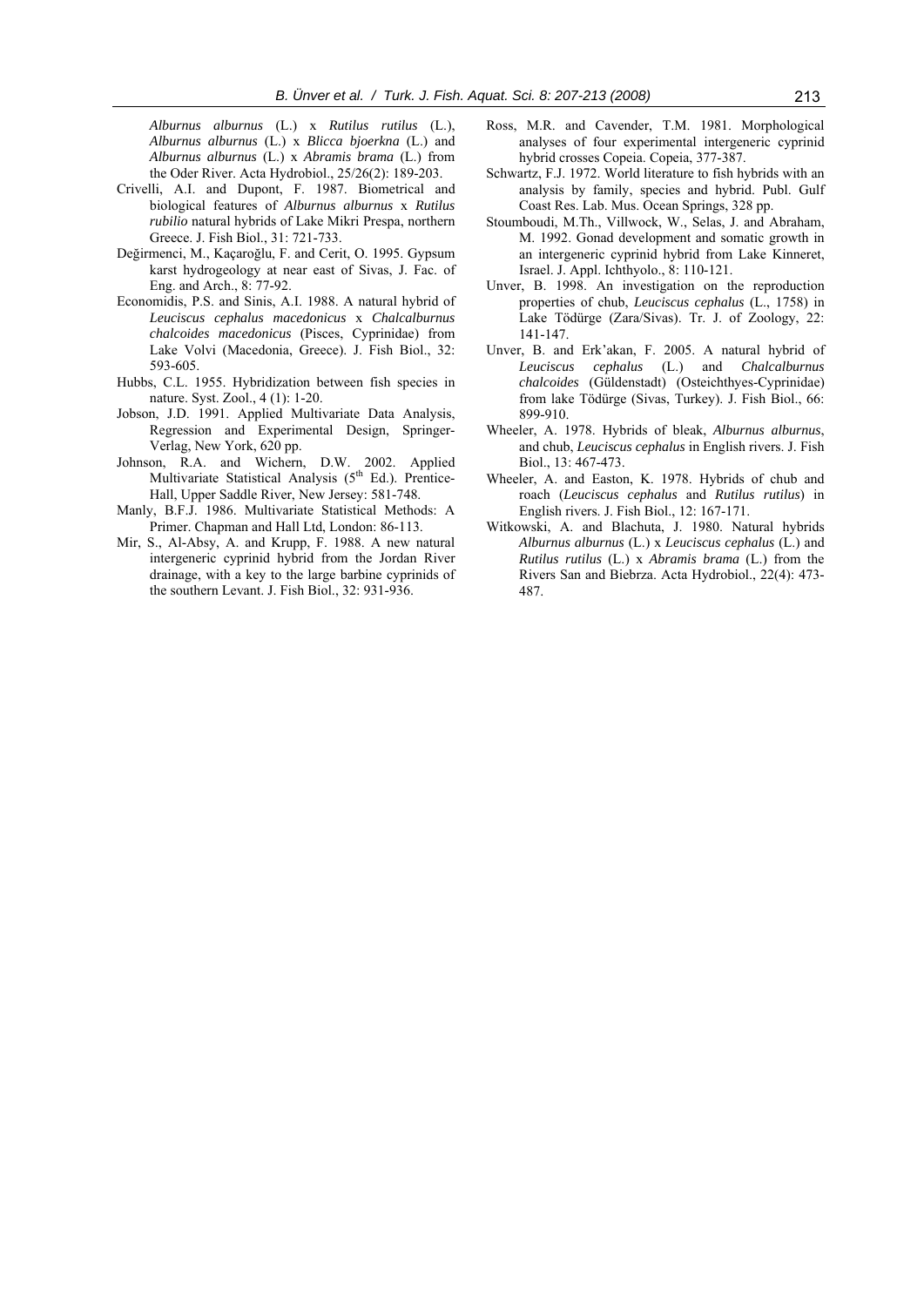*Alburnus alburnus* (L.) x *Rutilus rutilus* (L.), *Alburnus alburnus* (L.) x *Blicca bjoerkna* (L.) and *Alburnus alburnus* (L.) x *Abramis brama* (L.) from the Oder River. Acta Hydrobiol., 25/26(2): 189-203.

Crivelli, A.I. and Dupont, F. 1987. Biometrical and biological features of *Alburnus alburnus* x *Rutilus rubilio* natural hybrids of Lake Mikri Prespa, northern Greece. J. Fish Biol., 31: 721-733.

Değirmenci, M., Kaçaroğlu, F. and Cerit, O. 1995. Gypsum karst hydrogeology at near east of Sivas, J. Fac. of Eng. and Arch., 8: 77-92.

Economidis, P.S. and Sinis, A.I. 1988. A natural hybrid of *Leuciscus cephalus macedonicus* x *Chalcalburnus chalcoides macedonicus* (Pisces, Cyprinidae) from Lake Volvi (Macedonia, Greece). J. Fish Biol., 32: 593-605.

Hubbs, C.L. 1955. Hybridization between fish species in nature. Syst. Zool., 4 (1): 1-20.

Jobson, J.D. 1991. Applied Multivariate Data Analysis, Regression and Experimental Design, Springer-Verlag, New York, 620 pp.

Johnson, R.A. and Wichern, D.W. 2002. Applied Multivariate Statistical Analysis (5th Ed.). Prentice-Hall, Upper Saddle River, New Jersey: 581-748.

Manly, B.F.J. 1986. Multivariate Statistical Methods: A Primer. Chapman and Hall Ltd, London: 86-113.

Mir, S., Al-Absy, A. and Krupp, F. 1988. A new natural intergeneric cyprinid hybrid from the Jordan River drainage, with a key to the large barbine cyprinids of the southern Levant. J. Fish Biol., 32: 931-936.

Ross, M.R. and Cavender, T.M. 1981. Morphological analyses of four experimental intergeneric cyprinid hybrid crosses Copeia. Copeia, 377-387.

Schwartz, F.J. 1972. World literature to fish hybrids with an analysis by family, species and hybrid. Publ. Gulf Coast Res. Lab. Mus. Ocean Springs, 328 pp.

Stoumboudi, M.Th., Villwock, W., Selas, J. and Abraham, M. 1992. Gonad development and somatic growth in an intergeneric cyprinid hybrid from Lake Kinneret, Israel. J. Appl. Ichthyolo., 8: 110-121.

Unver, B. 1998. An investigation on the reproduction properties of chub, *Leuciscus cephalus* (L., 1758) in Lake Tödürge (Zara/Sivas). Tr. J. of Zoology, 22: 141-147.

Unver, B. and Erk'akan, F. 2005. A natural hybrid of *Leuciscus cephalus* (L.) and *Chalcalburnus chalcoides* (Güldenstadt) (Osteichthyes-Cyprinidae) from lake Tödürge (Sivas, Turkey). J. Fish Biol., 66: 899-910.

Wheeler, A. 1978. Hybrids of bleak, *Alburnus alburnus*, and chub, *Leuciscus cephalus* in English rivers. J. Fish Biol., 13: 467-473.

Wheeler, A. and Easton, K. 1978. Hybrids of chub and roach (*Leuciscus cephalus* and *Rutilus rutilus*) in English rivers. J. Fish Biol., 12: 167-171.

Witkowski, A. and Blachuta, J. 1980. Natural hybrids *Alburnus alburnus* (L.) x *Leuciscus cephalus* (L.) and *Rutilus rutilus* (L.) x *Abramis brama* (L.) from the Rivers San and Biebrza. Acta Hydrobiol., 22(4): 473-487.